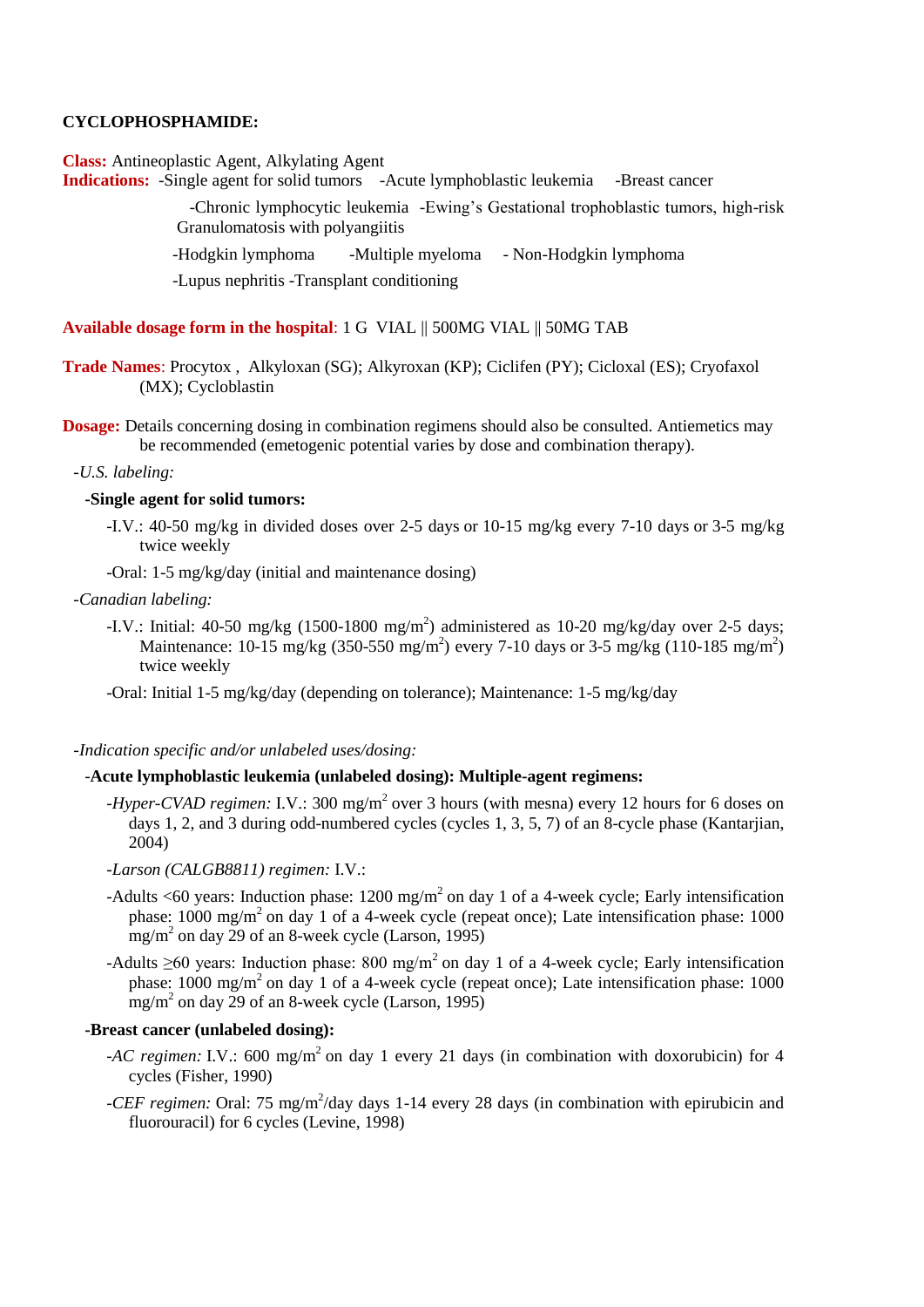**CYCLOPHOSPHAMIDE:**

**Class:** Antineoplastic Agent, Alkylating Agent

**Indications:** -Single agent for solid tumors -Acute lymphoblastic leukemia -Breast cancer

-Chronic lymphocytic leukemia -Ewing's Gestational trophoblastic tumors, high-risk Granulomatosis with polyangiitis

-Hodgkin lymphoma -Multiple myeloma - Non-Hodgkin lymphoma

-Lupus nephritis -Transplant conditioning

**Available dosage form in the hospital**: 1 G VIAL || 500MG VIAL || 50MG TAB

**Trade Names**: Procytox , Alkyloxan (SG); Alkyroxan (KP); Ciclifen (PY); Cicloxal (ES); Cryofaxol (MX); Cycloblastin

**Dosage:** Details concerning dosing in combination regimens should also be consulted. Antiemetics may be recommended (emetogenic potential varies by dose and combination therapy).

*-U.S. labeling:*

**-Single agent for solid tumors:**

-I.V.: 40-50 mg/kg in divided doses over 2-5 days or 10-15 mg/kg every 7-10 days or 3-5 mg/kg twice weekly

-Oral: 1-5 mg/kg/day (initial and maintenance dosing)

*-Canadian labeling:*

-I.V.: Initial: 40-50 mg/kg (1500-1800 mg/$m^2$) administered as 10-20 mg/kg/day over 2-5 days; Maintenance: 10-15 mg/kg (350-550 mg/$m^2$) every 7-10 days or 3-5 mg/kg (110-185 mg/$m^2$) twice weekly

-Oral: Initial 1-5 mg/kg/day (depending on tolerance); Maintenance: 1-5 mg/kg/day

*-Indication specific and/or unlabeled uses/dosing:*

**-Acute lymphoblastic leukemia (unlabeled dosing): Multiple-agent regimens:**

-*Hyper-CVAD regimen:* I.V.: 300 mg/$m^2$ over 3 hours (with mesna) every 12 hours for 6 doses on days 1, 2, and 3 during odd-numbered cycles (cycles 1, 3, 5, 7) of an 8-cycle phase (Kantarjian, 2004)

-*Larson (CALGB8811) regimen:* I.V.:

-Adults <60 years: Induction phase: 1200 mg/$m^2$ on day 1 of a 4-week cycle; Early intensification phase: 1000 mg/$m^2$ on day 1 of a 4-week cycle (repeat once); Late intensification phase: 1000 mg/$m^2$ on day 29 of an 8-week cycle (Larson, 1995)

-Adults ≥60 years: Induction phase: 800 mg/$m^2$ on day 1 of a 4-week cycle; Early intensification phase: 1000 mg/$m^2$ on day 1 of a 4-week cycle (repeat once); Late intensification phase: 1000 mg/$m^2$ on day 29 of an 8-week cycle (Larson, 1995)

**-Breast cancer (unlabeled dosing):**

-*AC regimen:* I.V.: 600 mg/$m^2$ on day 1 every 21 days (in combination with doxorubicin) for 4 cycles (Fisher, 1990)

-*CEF regimen:* Oral: 75 mg/$m^2$/day days 1-14 every 28 days (in combination with epirubicin and fluorouracil) for 6 cycles (Levine, 1998)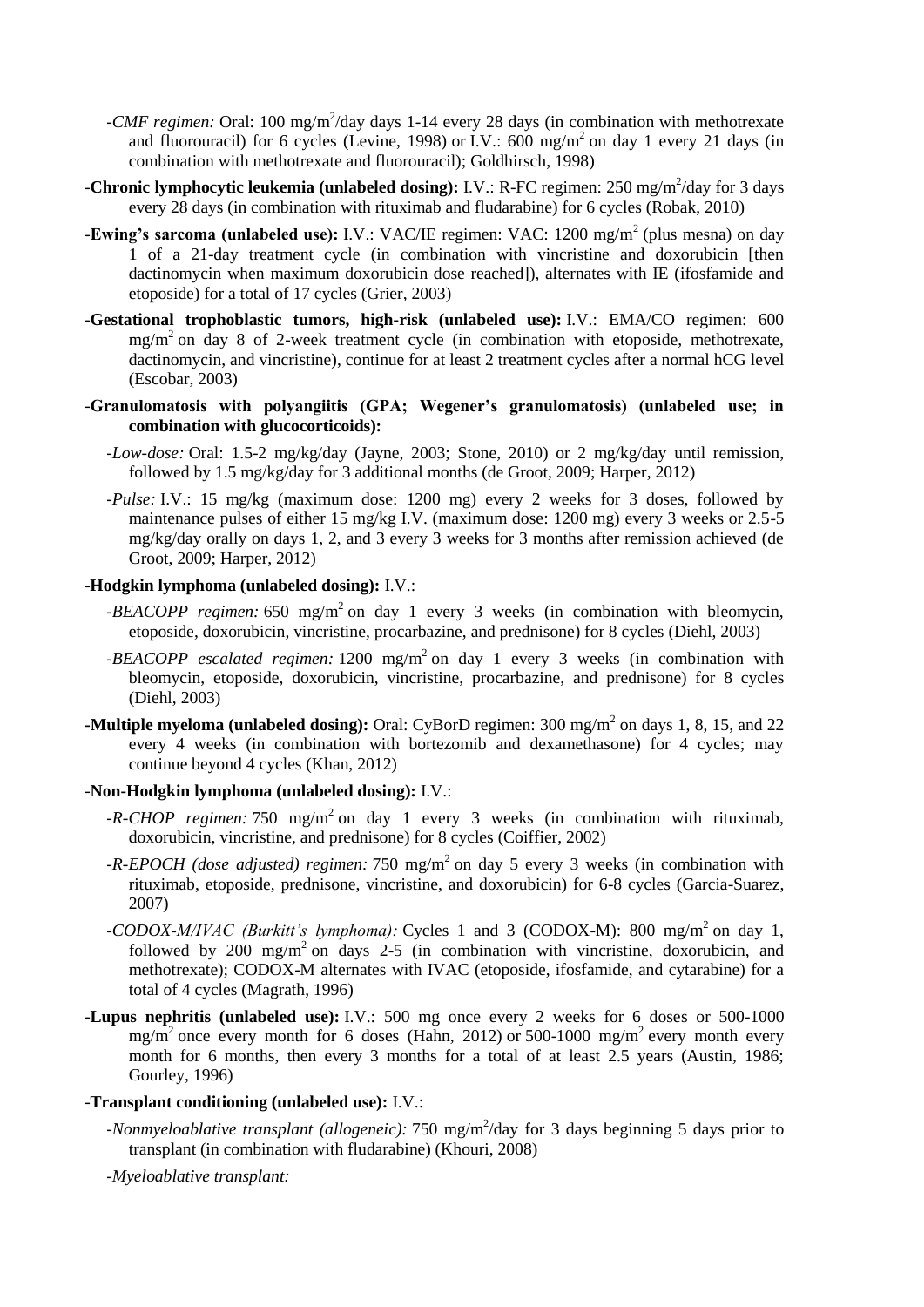-*CMF regimen:* Oral: 100 mg/m$^2$/day days 1-14 every 28 days (in combination with methotrexate and fluorouracil) for 6 cycles (Levine, 1998) or I.V.: 600 mg/m$^2$ on day 1 every 21 days (in combination with methotrexate and fluorouracil); Goldhirsch, 1998)

-**Chronic lymphocytic leukemia (unlabeled dosing):** I.V.: R-FC regimen: 250 mg/m$^2$/day for 3 days every 28 days (in combination with rituximab and fludarabine) for 6 cycles (Robak, 2010)

-**Ewing's sarcoma (unlabeled use):** I.V.: VAC/IE regimen: VAC: 1200 mg/m$^2$ (plus mesna) on day 1 of a 21-day treatment cycle (in combination with vincristine and doxorubicin [then dactinomycin when maximum doxorubicin dose reached]), alternates with IE (ifosfamide and etoposide) for a total of 17 cycles (Grier, 2003)

-**Gestational trophoblastic tumors, high-risk (unlabeled use):** I.V.: EMA/CO regimen: 600 mg/m$^2$ on day 8 of 2-week treatment cycle (in combination with etoposide, methotrexate, dactinomycin, and vincristine), continue for at least 2 treatment cycles after a normal hCG level (Escobar, 2003)

-**Granulomatosis with polyangiitis (GPA; Wegener's granulomatosis) (unlabeled use; in combination with glucocorticoids):**

-*Low-dose:* Oral: 1.5-2 mg/kg/day (Jayne, 2003; Stone, 2010) or 2 mg/kg/day until remission, followed by 1.5 mg/kg/day for 3 additional months (de Groot, 2009; Harper, 2012)

-*Pulse:* I.V.: 15 mg/kg (maximum dose: 1200 mg) every 2 weeks for 3 doses, followed by maintenance pulses of either 15 mg/kg I.V. (maximum dose: 1200 mg) every 3 weeks or 2.5-5 mg/kg/day orally on days 1, 2, and 3 every 3 weeks for 3 months after remission achieved (de Groot, 2009; Harper, 2012)

-**Hodgkin lymphoma (unlabeled dosing):** I.V.:

-*BEACOPP regimen:* 650 mg/m$^2$ on day 1 every 3 weeks (in combination with bleomycin, etoposide, doxorubicin, vincristine, procarbazine, and prednisone) for 8 cycles (Diehl, 2003)

-*BEACOPP escalated regimen:* 1200 mg/m$^2$ on day 1 every 3 weeks (in combination with bleomycin, etoposide, doxorubicin, vincristine, procarbazine, and prednisone) for 8 cycles (Diehl, 2003)

-**Multiple myeloma (unlabeled dosing):** Oral: CyBorD regimen: 300 mg/m$^2$ on days 1, 8, 15, and 22 every 4 weeks (in combination with bortezomib and dexamethasone) for 4 cycles; may continue beyond 4 cycles (Khan, 2012)

-**Non-Hodgkin lymphoma (unlabeled dosing):** I.V.:

-*R-CHOP regimen:* 750 mg/m$^2$ on day 1 every 3 weeks (in combination with rituximab, doxorubicin, vincristine, and prednisone) for 8 cycles (Coiffier, 2002)

-*R-EPOCH (dose adjusted) regimen:* 750 mg/m$^2$ on day 5 every 3 weeks (in combination with rituximab, etoposide, prednisone, vincristine, and doxorubicin) for 6-8 cycles (Garcia-Suarez, 2007)

-*CODOX-M/IVAC (Burkitt's lymphoma):* Cycles 1 and 3 (CODOX-M): 800 mg/m$^2$ on day 1, followed by 200 mg/m$^2$ on days 2-5 (in combination with vincristine, doxorubicin, and methotrexate); CODOX-M alternates with IVAC (etoposide, ifosfamide, and cytarabine) for a total of 4 cycles (Magrath, 1996)

-**Lupus nephritis (unlabeled use):** I.V.: 500 mg once every 2 weeks for 6 doses or 500-1000 mg/m$^2$ once every month for 6 doses (Hahn, 2012) or 500-1000 mg/m$^2$ every month every month for 6 months, then every 3 months for a total of at least 2.5 years (Austin, 1986; Gourley, 1996)

-**Transplant conditioning (unlabeled use):** I.V.:

-*Nonmyeloablative transplant (allogeneic):* 750 mg/m$^2$/day for 3 days beginning 5 days prior to transplant (in combination with fludarabine) (Khouri, 2008)

-*Myeloablative transplant:*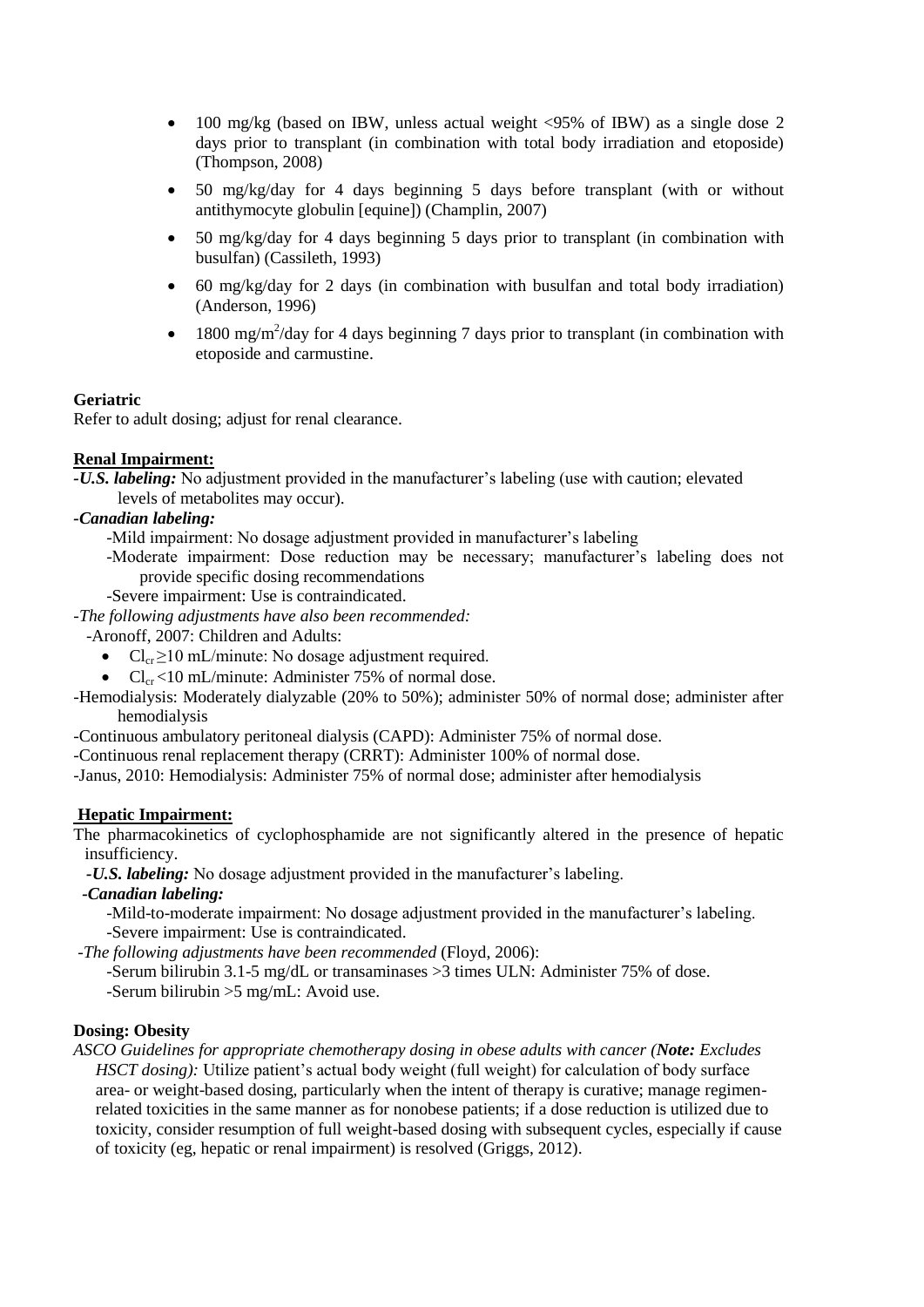- 100 mg/kg (based on IBW, unless actual weight <95% of IBW) as a single dose 2 days prior to transplant (in combination with total body irradiation and etoposide) (Thompson, 2008)
- 50 mg/kg/day for 4 days beginning 5 days before transplant (with or without antithymocyte globulin [equine]) (Champlin, 2007)
- 50 mg/kg/day for 4 days beginning 5 days prior to transplant (in combination with busulfan) (Cassileth, 1993)
- 60 mg/kg/day for 2 days (in combination with busulfan and total body irradiation) (Anderson, 1996)
- 1800 mg/m$^2$/day for 4 days beginning 7 days prior to transplant (in combination with etoposide and carmustine.

**Geriatric**

Refer to adult dosing; adjust for renal clearance.

**Renal Impairment:**

-***U.S. labeling:*** No adjustment provided in the manufacturer's labeling (use with caution; elevated levels of metabolites may occur).

-***Canadian labeling:***

-Mild impairment: No dosage adjustment provided in manufacturer's labeling

-Moderate impairment: Dose reduction may be necessary; manufacturer's labeling does not provide specific dosing recommendations

-Severe impairment: Use is contraindicated.

-*The following adjustments have also been recommended:*

-Aronoff, 2007: Children and Adults:

- $Cl_{cr} \geq 10$ mL/minute: No dosage adjustment required.
- $Cl_{cr} < 10$ mL/minute: Administer 75% of normal dose.

-Hemodialysis: Moderately dialyzable (20% to 50%); administer 50% of normal dose; administer after hemodialysis

-Continuous ambulatory peritoneal dialysis (CAPD): Administer 75% of normal dose.

-Continuous renal replacement therapy (CRRT): Administer 100% of normal dose.

-Janus, 2010: Hemodialysis: Administer 75% of normal dose; administer after hemodialysis

**Hepatic Impairment:**

The pharmacokinetics of cyclophosphamide are not significantly altered in the presence of hepatic insufficiency.

-***U.S. labeling:*** No dosage adjustment provided in the manufacturer's labeling.

-***Canadian labeling:***

-Mild-to-moderate impairment: No dosage adjustment provided in the manufacturer's labeling.

-Severe impairment: Use is contraindicated.

-*The following adjustments have been recommended* (Floyd, 2006):

-Serum bilirubin 3.1-5 mg/dL or transaminases >3 times ULN: Administer 75% of dose.

-Serum bilirubin >5 mg/mL: Avoid use.

**Dosing: Obesity**

*ASCO Guidelines for appropriate chemotherapy dosing in obese adults with cancer (**Note:** Excludes HSCT dosing):* Utilize patient's actual body weight (full weight) for calculation of body surface area- or weight-based dosing, particularly when the intent of therapy is curative; manage regimen-related toxicities in the same manner as for nonobese patients; if a dose reduction is utilized due to toxicity, consider resumption of full weight-based dosing with subsequent cycles, especially if cause of toxicity (eg, hepatic or renal impairment) is resolved (Griggs, 2012).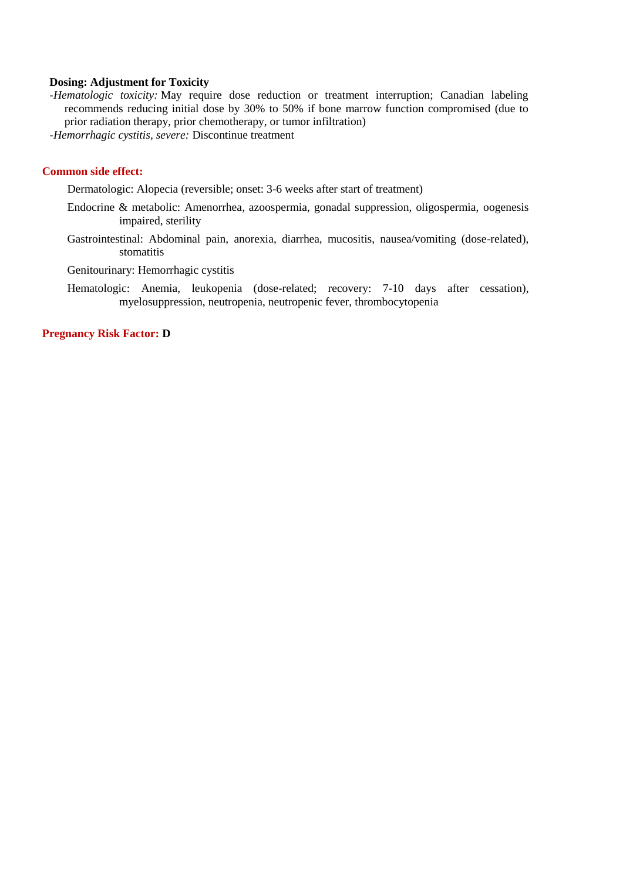**Dosing: Adjustment for Toxicity**

-*Hematologic toxicity:* May require dose reduction or treatment interruption; Canadian labeling recommends reducing initial dose by 30% to 50% if bone marrow function compromised (due to prior radiation therapy, prior chemotherapy, or tumor infiltration)

-*Hemorrhagic cystitis, severe:* Discontinue treatment

**Common side effect:**

Dermatologic: Alopecia (reversible; onset: 3-6 weeks after start of treatment)

Endocrine & metabolic: Amenorrhea, azoospermia, gonadal suppression, oligospermia, oogenesis impaired, sterility

Gastrointestinal: Abdominal pain, anorexia, diarrhea, mucositis, nausea/vomiting (dose-related), stomatitis

Genitourinary: Hemorrhagic cystitis

Hematologic: Anemia, leukopenia (dose-related; recovery: 7-10 days after cessation), myelosuppression, neutropenia, neutropenic fever, thrombocytopenia

**Pregnancy Risk Factor: D**